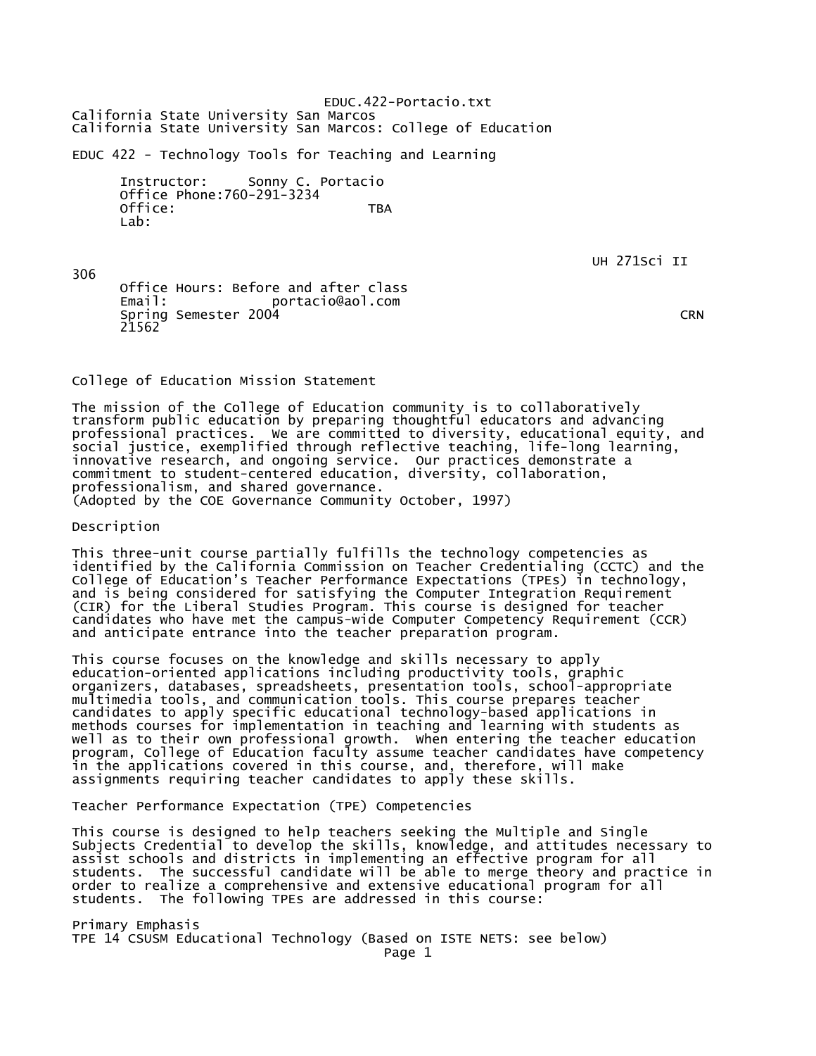California State University San Marcos
California State University San Marcos: College of Education

# EDUC 422 - Technology Tools for Teaching and Learning

Instructor: Sonny C. Portacio
Office Phone: 760-291-3234
Office: TBA
Lab: UH 271 Sci II 306
Office Hours: Before and after class
Email: portacio@aol.com
Spring Semester 2004 CRN 21562

## College of Education Mission Statement

The mission of the College of Education community is to collaboratively transform public education by preparing thoughtful educators and advancing professional practices. We are committed to diversity, educational equity, and social justice, exemplified through reflective teaching, life-long learning, innovative research, and ongoing service. Our practices demonstrate a commitment to student-centered education, diversity, collaboration, professionalism, and shared governance.
(Adopted by the COE Governance Community October, 1997)

## Description

This three-unit course partially fulfills the technology competencies as identified by the California Commission on Teacher Credentialing (CCTC) and the College of Education's Teacher Performance Expectations (TPEs) in technology, and is being considered for satisfying the Computer Integration Requirement (CIR) for the Liberal Studies Program. This course is designed for teacher candidates who have met the campus-wide Computer Competency Requirement (CCR) and anticipate entrance into the teacher preparation program.

This course focuses on the knowledge and skills necessary to apply education-oriented applications including productivity tools, graphic organizers, databases, spreadsheets, presentation tools, school-appropriate multimedia tools, and communication tools. This course prepares teacher candidates to apply specific educational technology-based applications in methods courses for implementation in teaching and learning with students as well as to their own professional growth. When entering the teacher education program, College of Education faculty assume teacher candidates have competency in the applications covered in this course, and, therefore, will make assignments requiring teacher candidates to apply these skills.

## Teacher Performance Expectation (TPE) Competencies

This course is designed to help teachers seeking the Multiple and Single Subjects Credential to develop the skills, knowledge, and attitudes necessary to assist schools and districts in implementing an effective program for all students. The successful candidate will be able to merge theory and practice in order to realize a comprehensive and extensive educational program for all students. The following TPEs are addressed in this course:

Primary Emphasis
TPE 14 CSUSM Educational Technology (Based on ISTE NETS: see below)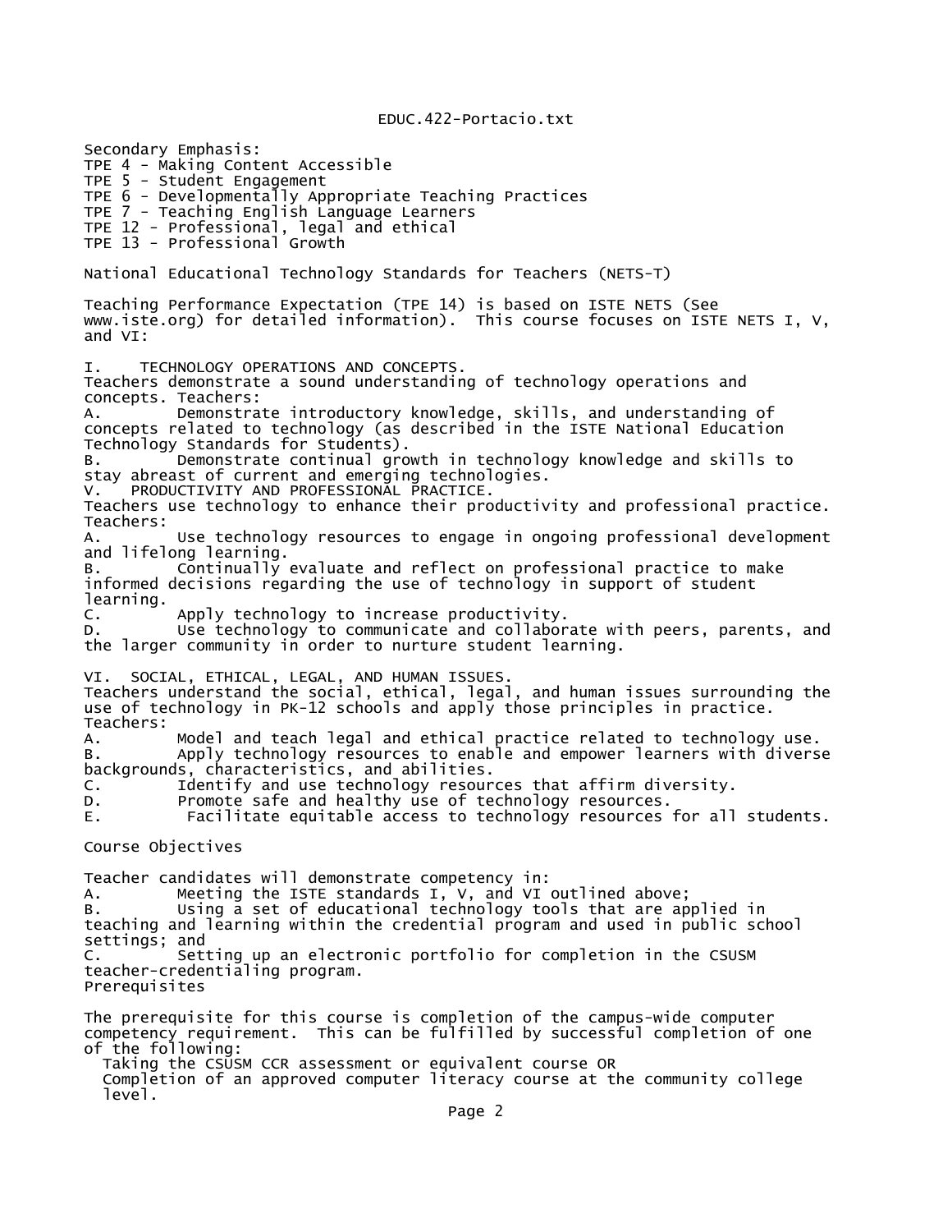Secondary Emphasis:
TPE 4 - Making Content Accessible
TPE 5 - Student Engagement
TPE 6 - Developmentally Appropriate Teaching Practices
TPE 7 - Teaching English Language Learners
TPE 12 - Professional, legal and ethical
TPE 13 - Professional Growth

National Educational Technology Standards for Teachers (NETS-T)

Teaching Performance Expectation (TPE 14) is based on ISTE NETS (See www.iste.org) for detailed information). This course focuses on ISTE NETS I, V, and VI:

I. TECHNOLOGY OPERATIONS AND CONCEPTS.
Teachers demonstrate a sound understanding of technology operations and concepts. Teachers:
A. Demonstrate introductory knowledge, skills, and understanding of concepts related to technology (as described in the ISTE National Education Technology Standards for Students).
B. Demonstrate continual growth in technology knowledge and skills to stay abreast of current and emerging technologies.

V. PRODUCTIVITY AND PROFESSIONAL PRACTICE.
Teachers use technology to enhance their productivity and professional practice. Teachers:
A. Use technology resources to engage in ongoing professional development and lifelong learning.
B. Continually evaluate and reflect on professional practice to make informed decisions regarding the use of technology in support of student learning.
C. Apply technology to increase productivity.
D. Use technology to communicate and collaborate with peers, parents, and the larger community in order to nurture student learning.

VI. SOCIAL, ETHICAL, LEGAL, AND HUMAN ISSUES.
Teachers understand the social, ethical, legal, and human issues surrounding the use of technology in PK-12 schools and apply those principles in practice. Teachers:
A. Model and teach legal and ethical practice related to technology use.
B. Apply technology resources to enable and empower learners with diverse backgrounds, characteristics, and abilities.
C. Identify and use technology resources that affirm diversity.
D. Promote safe and healthy use of technology resources.
E. Facilitate equitable access to technology resources for all students.

Course Objectives

Teacher candidates will demonstrate competency in:
A. Meeting the ISTE standards I, V, and VI outlined above;
B. Using a set of educational technology tools that are applied in teaching and learning within the credential program and used in public school settings; and
C. Setting up an electronic portfolio for completion in the CSUSM teacher-credentialing program.

Prerequisites

The prerequisite for this course is completion of the campus-wide computer competency requirement. This can be fulfilled by successful completion of one of the following:
- Taking the CSUSM CCR assessment or equivalent course OR
- Completion of an approved computer literacy course at the community college level.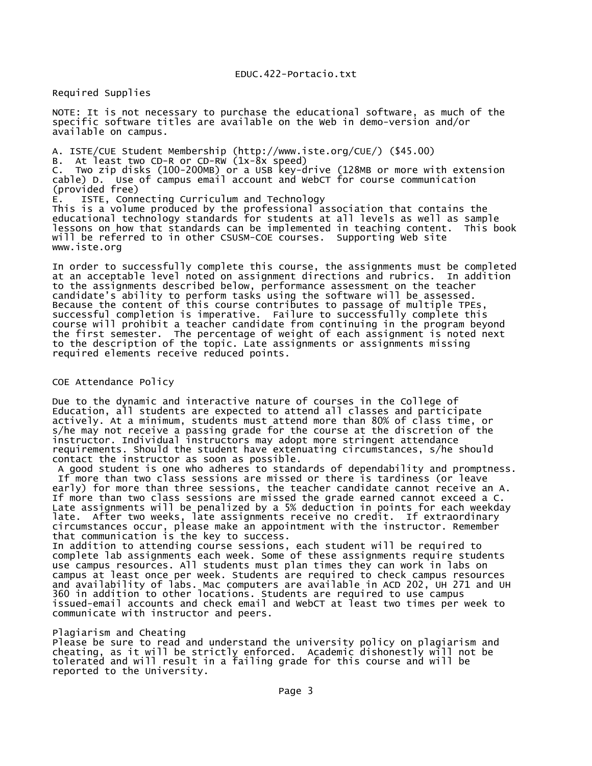## Required Supplies

NOTE: It is not necessary to purchase the educational software, as much of the specific software titles are available on the Web in demo-version and/or available on campus.

A. ISTE/CUE Student Membership (http://www.iste.org/CUE/) ($45.00)
B. At least two CD-R or CD-RW (1x-8x speed)
C. Two zip disks (100-200MB) or a USB key-drive (128MB or more with extension cable) D. Use of campus email account and WebCT for course communication (provided free)
E. ISTE, Connecting Curriculum and Technology
This is a volume produced by the professional association that contains the educational technology standards for students at all levels as well as sample lessons on how that standards can be implemented in teaching content. This book will be referred to in other CSUSM-COE courses. Supporting Web site www.iste.org

In order to successfully complete this course, the assignments must be completed at an acceptable level noted on assignment directions and rubrics. In addition to the assignments described below, performance assessment on the teacher candidate's ability to perform tasks using the software will be assessed. Because the content of this course contributes to passage of multiple TPEs, successful completion is imperative. Failure to successfully complete this course will prohibit a teacher candidate from continuing in the program beyond the first semester. The percentage of weight of each assignment is noted next to the description of the topic. Late assignments or assignments missing required elements receive reduced points.

## COE Attendance Policy

Due to the dynamic and interactive nature of courses in the College of Education, all students are expected to attend all classes and participate actively. At a minimum, students must attend more than 80% of class time, or s/he may not receive a passing grade for the course at the discretion of the instructor. Individual instructors may adopt more stringent attendance requirements. Should the student have extenuating circumstances, s/he should contact the instructor as soon as possible.
A good student is one who adheres to standards of dependability and promptness. If more than two class sessions are missed or there is tardiness (or leave early) for more than three sessions, the teacher candidate cannot receive an A. If more than two class sessions are missed the grade earned cannot exceed a C. Late assignments will be penalized by a 5% deduction in points for each weekday late. After two weeks, late assignments receive no credit. If extraordinary circumstances occur, please make an appointment with the instructor. Remember that communication is the key to success.
In addition to attending course sessions, each student will be required to complete lab assignments each week. Some of these assignments require students use campus resources. All students must plan times they can work in labs on campus at least once per week. Students are required to check campus resources and availability of labs. Mac computers are available in ACD 202, UH 271 and UH 360 in addition to other locations. Students are required to use campus issued-email accounts and check email and WebCT at least two times per week to communicate with instructor and peers.

## Plagiarism and Cheating

Please be sure to read and understand the university policy on plagiarism and cheating, as it will be strictly enforced. Academic dishonestly will not be tolerated and will result in a failing grade for this course and will be reported to the University.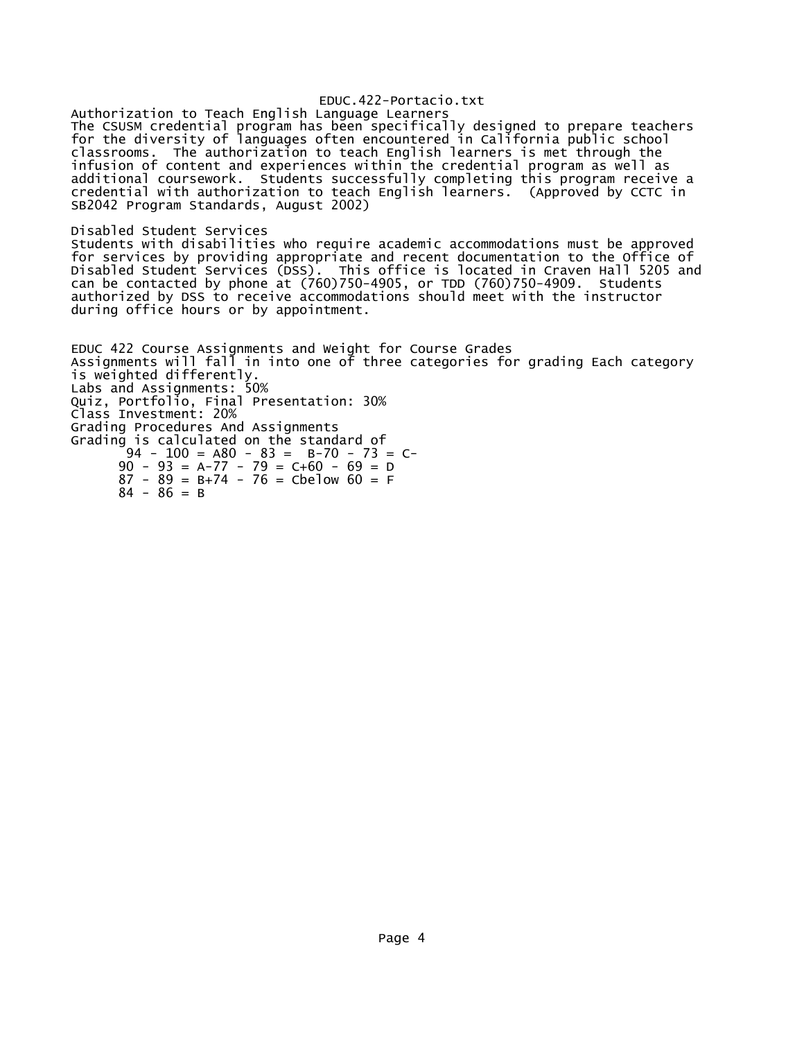## Authorization to Teach English Language Learners

The CSUSM credential program has been specifically designed to prepare teachers for the diversity of languages often encountered in California public school classrooms. The authorization to teach English learners is met through the infusion of content and experiences within the credential program as well as additional coursework. Students successfully completing this program receive a credential with authorization to teach English learners. (Approved by CCTC in SB2042 Program Standards, August 2002)

## Disabled Student Services

Students with disabilities who require academic accommodations must be approved for services by providing appropriate and recent documentation to the Office of Disabled Student Services (DSS). This office is located in Craven Hall 5205 and can be contacted by phone at (760)750-4905, or TDD (760)750-4909. Students authorized by DSS to receive accommodations should meet with the instructor during office hours or by appointment.

## EDUC 422 Course Assignments and Weight for Course Grades

Assignments will fall in into one of three categories for grading Each category is weighted differently.

Labs and Assignments: 50%
Quiz, Portfolio, Final Presentation: 30%
Class Investment: 20%

## Grading Procedures And Assignments

Grading is calculated on the standard of

| | | |
|---|---|---|
| 94 - 100 = A | 80 - 83 = B- | 70 - 73 = C- |
| 90 - 93 = A- | 77 - 79 = C+ | 60 - 69 = D |
| 87 - 89 = B+ | 74 - 76 = C | below 60 = F |
| 84 - 86 = B | | |